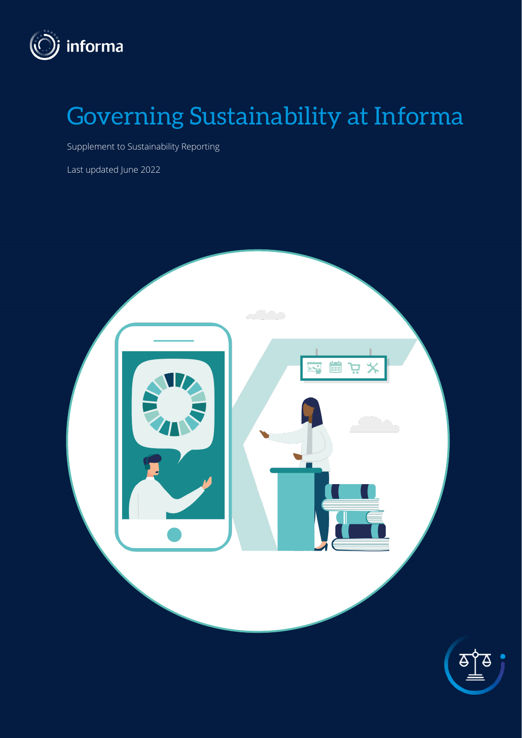informa

# Governing Sustainability at Informa

Supplement to Sustainability Reporting

Last updated June 2022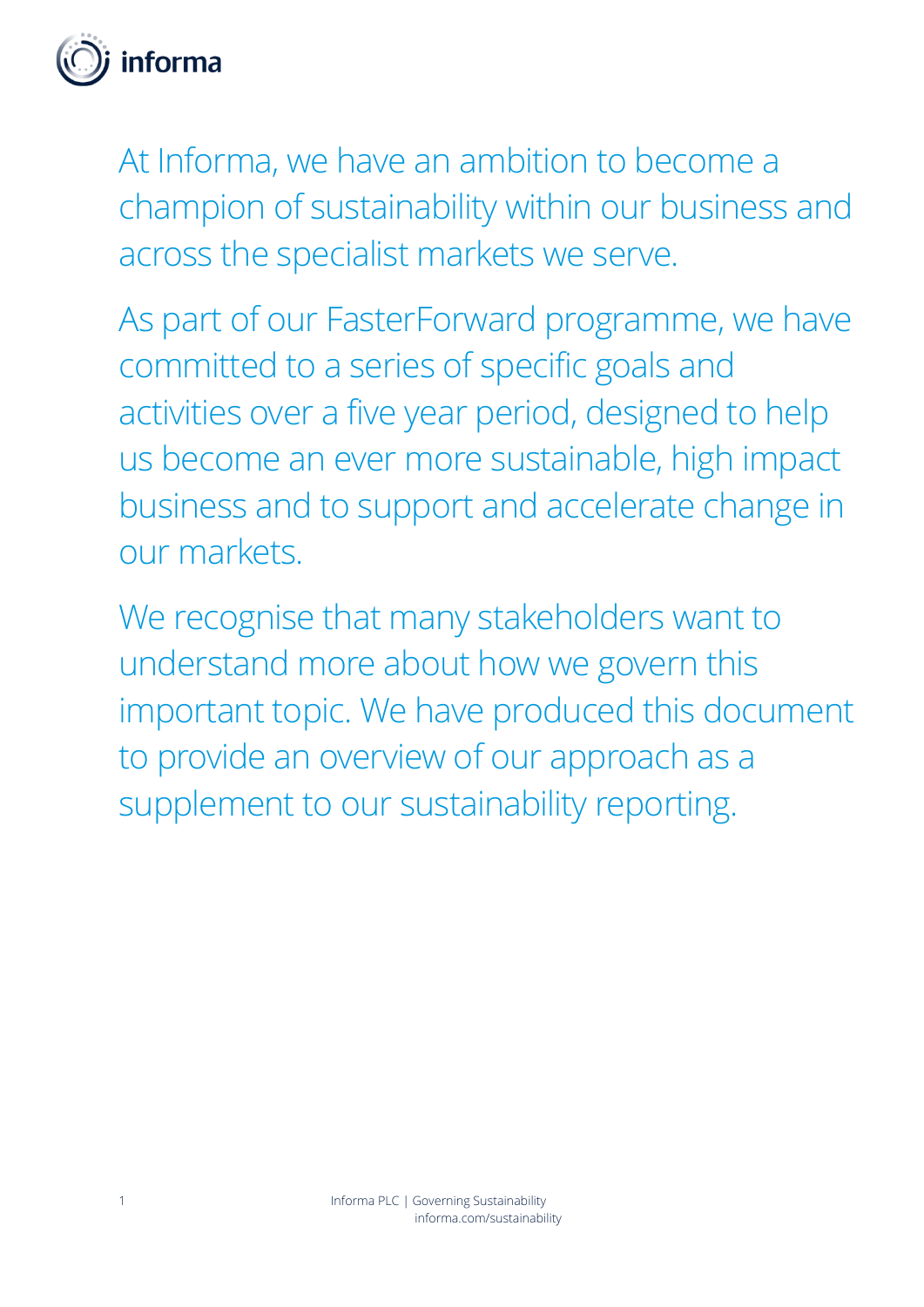At Informa, we have an ambition to become a champion of sustainability within our business and across the specialist markets we serve.

As part of our FasterForward programme, we have committed to a series of specific goals and activities over a five year period, designed to help us become an ever more sustainable, high impact business and to support and accelerate change in our markets.

We recognise that many stakeholders want to understand more about how we govern this important topic. We have produced this document to provide an overview of our approach as a supplement to our sustainability reporting.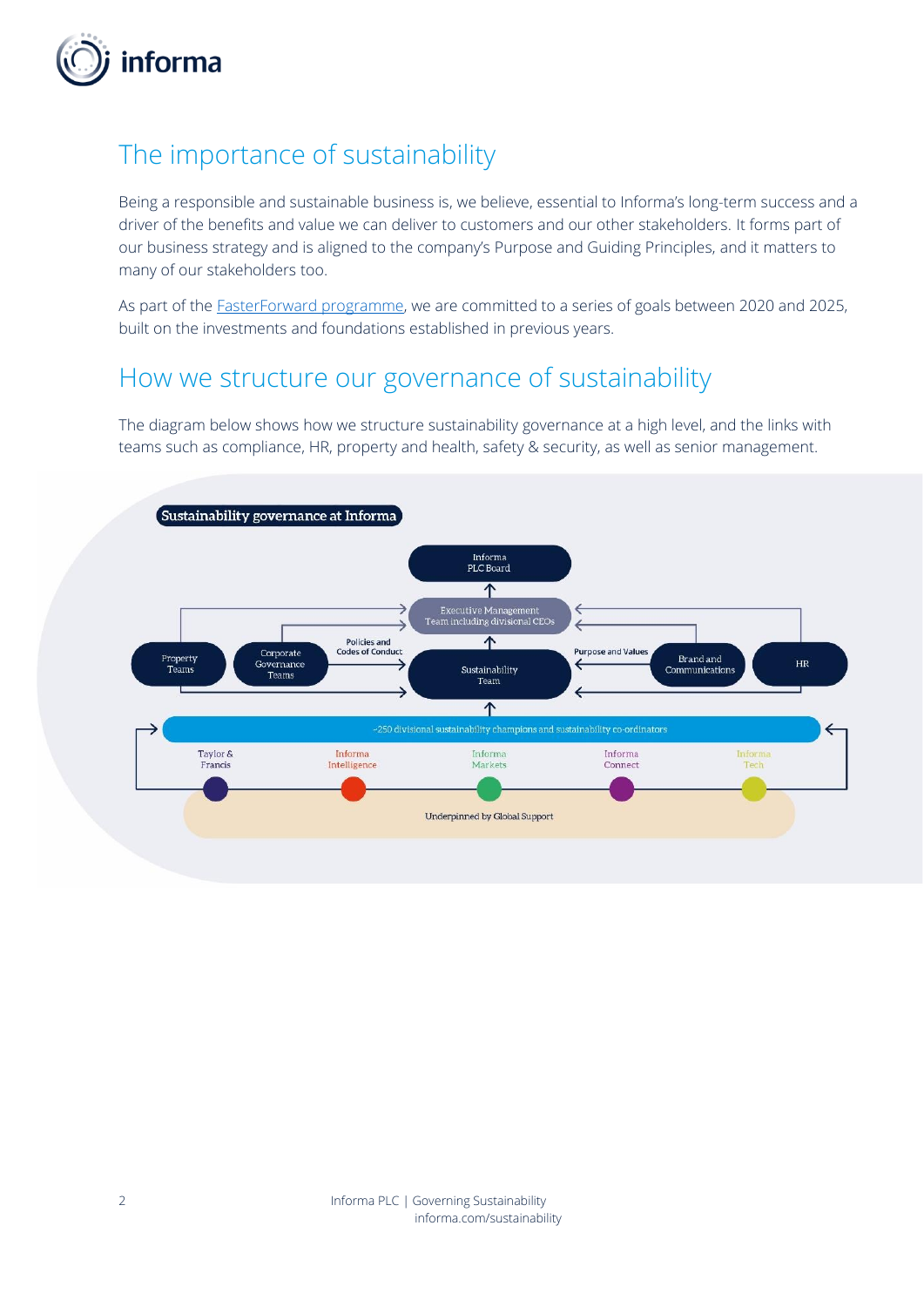## The importance of sustainability

Being a responsible and sustainable business is, we believe, essential to Informa's long-term success and a driver of the benefits and value we can deliver to customers and our other stakeholders. It forms part of our business strategy and is aligned to the company's Purpose and Guiding Principles, and it matters to many of our stakeholders too.

As part of the FasterForward programme, we are committed to a series of goals between 2020 and 2025, built on the investments and foundations established in previous years.

## How we structure our governance of sustainability

The diagram below shows how we structure sustainability governance at a high level, and the links with teams such as compliance, HR, property and health, safety & security, as well as senior management.

**Sustainability governance at Informa**

Informa PLC Board

Executive Management Team including divisional CEOs

Property Teams

Corporate Governance Teams

Policies and Codes of Conduct

Sustainability Team

Purpose and Values

Brand and Communications

HR

~250 divisional sustainability champions and sustainability co-ordinators

Taylor & Francis

Informa Intelligence

Informa Markets

Informa Connect

Informa Tech

Underpinned by Global Support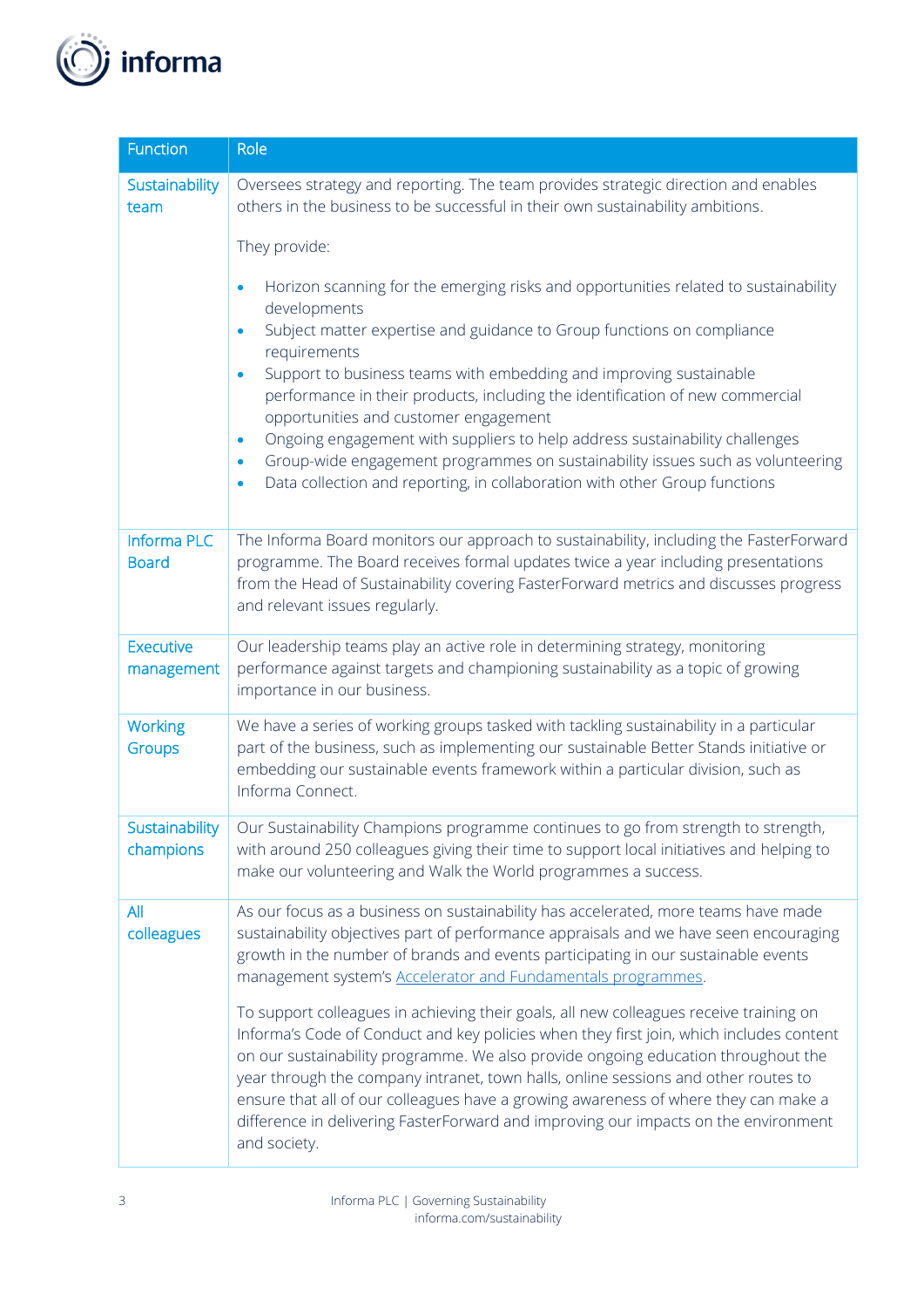| Function | Role |
|---|---|
| Sustainability team | Oversees strategy and reporting. The team provides strategic direction and enables others in the business to be successful in their own sustainability ambitions.<br><br>They provide:<br><br>• Horizon scanning for the emerging risks and opportunities related to sustainability developments<br>• Subject matter expertise and guidance to Group functions on compliance requirements<br>• Support to business teams with embedding and improving sustainable performance in their products, including the identification of new commercial opportunities and customer engagement<br>• Ongoing engagement with suppliers to help address sustainability challenges<br>• Group-wide engagement programmes on sustainability issues such as volunteering<br>• Data collection and reporting, in collaboration with other Group functions |
| Informa PLC Board | The Informa Board monitors our approach to sustainability, including the FasterForward programme. The Board receives formal updates twice a year including presentations from the Head of Sustainability covering FasterForward metrics and discusses progress and relevant issues regularly. |
| Executive management | Our leadership teams play an active role in determining strategy, monitoring performance against targets and championing sustainability as a topic of growing importance in our business. |
| Working Groups | We have a series of working groups tasked with tackling sustainability in a particular part of the business, such as implementing our sustainable Better Stands initiative or embedding our sustainable events framework within a particular division, such as Informa Connect. |
| Sustainability champions | Our Sustainability Champions programme continues to go from strength to strength, with around 250 colleagues giving their time to support local initiatives and helping to make our volunteering and Walk the World programmes a success. |
| All colleagues | As our focus as a business on sustainability has accelerated, more teams have made sustainability objectives part of performance appraisals and we have seen encouraging growth in the number of brands and events participating in our sustainable events management system's Accelerator and Fundamentals programmes.<br><br>To support colleagues in achieving their goals, all new colleagues receive training on Informa's Code of Conduct and key policies when they first join, which includes content on our sustainability programme. We also provide ongoing education throughout the year through the company intranet, town halls, online sessions and other routes to ensure that all of our colleagues have a growing awareness of where they can make a difference in delivering FasterForward and improving our impacts on the environment and society. |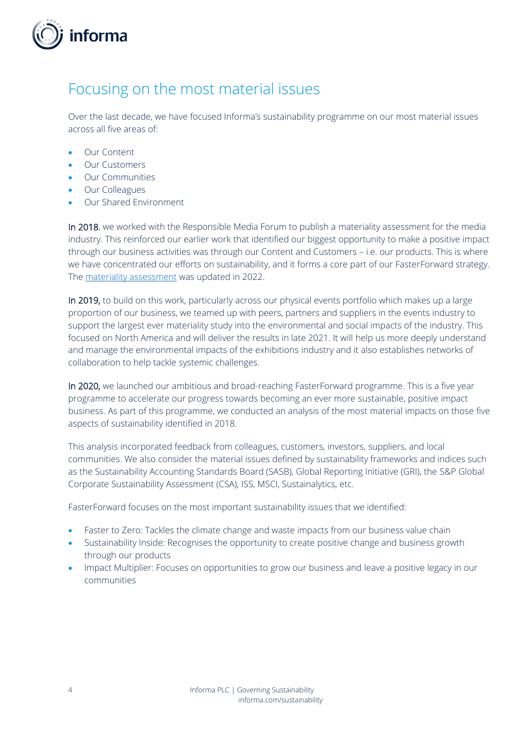## Focusing on the most material issues

Over the last decade, we have focused Informa's sustainability programme on our most material issues across all five areas of:

- Our Content
- Our Customers
- Our Communities
- Our Colleagues
- Our Shared Environment

In 2018, we worked with the Responsible Media Forum to publish a materiality assessment for the media industry. This reinforced our earlier work that identified our biggest opportunity to make a positive impact through our business activities was through our Content and Customers – i.e. our products. This is where we have concentrated our efforts on sustainability, and it forms a core part of our FasterForward strategy. The materiality assessment was updated in 2022.

In 2019, to build on this work, particularly across our physical events portfolio which makes up a large proportion of our business, we teamed up with peers, partners and suppliers in the events industry to support the largest ever materiality study into the environmental and social impacts of the industry. This focused on North America and will deliver the results in late 2021. It will help us more deeply understand and manage the environmental impacts of the exhibitions industry and it also establishes networks of collaboration to help tackle systemic challenges.

In 2020, we launched our ambitious and broad-reaching FasterForward programme. This is a five year programme to accelerate our progress towards becoming an ever more sustainable, positive impact business. As part of this programme, we conducted an analysis of the most material impacts on those five aspects of sustainability identified in 2018.

This analysis incorporated feedback from colleagues, customers, investors, suppliers, and local communities. We also consider the material issues defined by sustainability frameworks and indices such as the Sustainability Accounting Standards Board (SASB), Global Reporting Initiative (GRI), the S&P Global Corporate Sustainability Assessment (CSA), ISS, MSCI, Sustainalytics, etc.

FasterForward focuses on the most important sustainability issues that we identified:

- Faster to Zero: Tackles the climate change and waste impacts from our business value chain
- Sustainability Inside: Recognises the opportunity to create positive change and business growth through our products
- Impact Multiplier: Focuses on opportunities to grow our business and leave a positive legacy in our communities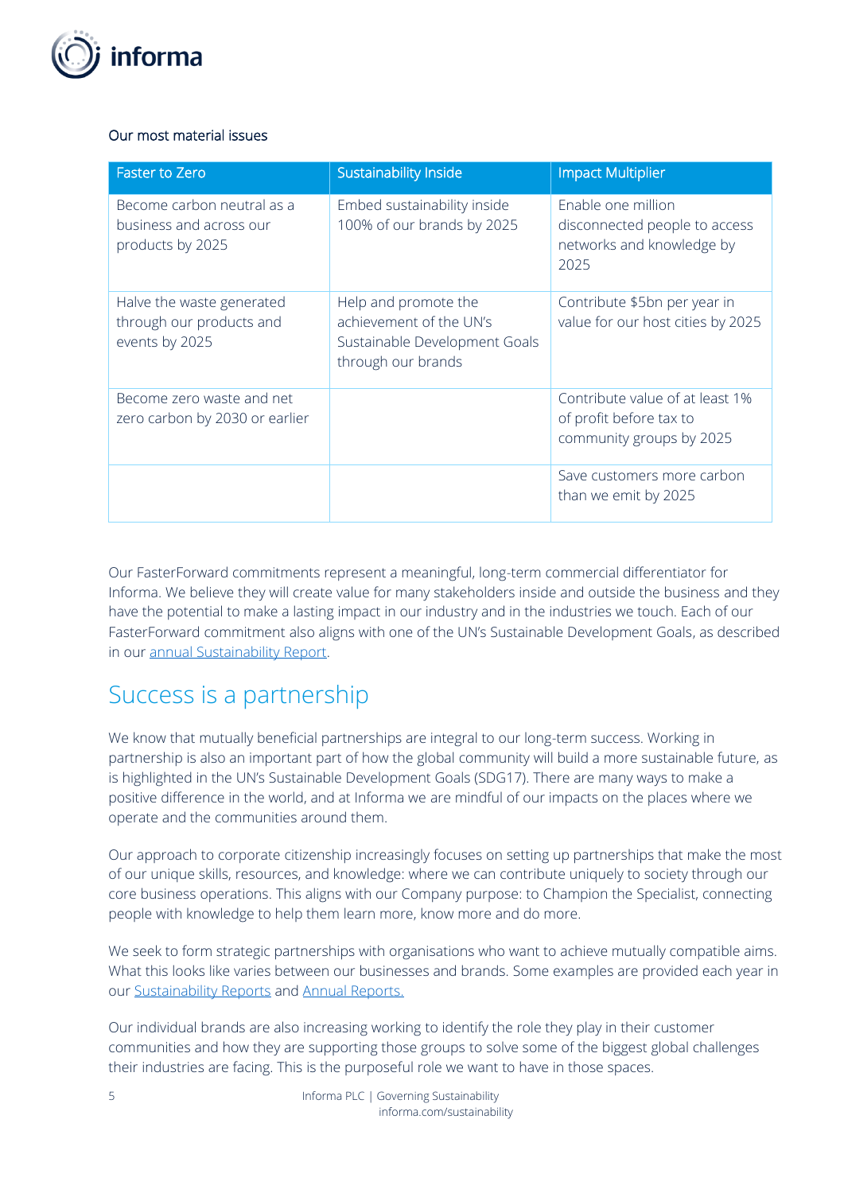Our most material issues

| Faster to Zero | Sustainability Inside | Impact Multiplier |
|---|---|---|
| Become carbon neutral as a business and across our products by 2025 | Embed sustainability inside 100% of our brands by 2025 | Enable one million disconnected people to access networks and knowledge by 2025 |
| Halve the waste generated through our products and events by 2025 | Help and promote the achievement of the UN's Sustainable Development Goals through our brands | Contribute $5bn per year in value for our host cities by 2025 |
| Become zero waste and net zero carbon by 2030 or earlier | | Contribute value of at least 1% of profit before tax to community groups by 2025 |
| | | Save customers more carbon than we emit by 2025 |

Our FasterForward commitments represent a meaningful, long-term commercial differentiator for Informa. We believe they will create value for many stakeholders inside and outside the business and they have the potential to make a lasting impact in our industry and in the industries we touch. Each of our FasterForward commitment also aligns with one of the UN's Sustainable Development Goals, as described in our annual Sustainability Report.

## Success is a partnership

We know that mutually beneficial partnerships are integral to our long-term success. Working in partnership is also an important part of how the global community will build a more sustainable future, as is highlighted in the UN's Sustainable Development Goals (SDG17). There are many ways to make a positive difference in the world, and at Informa we are mindful of our impacts on the places where we operate and the communities around them.

Our approach to corporate citizenship increasingly focuses on setting up partnerships that make the most of our unique skills, resources, and knowledge: where we can contribute uniquely to society through our core business operations. This aligns with our Company purpose: to Champion the Specialist, connecting people with knowledge to help them learn more, know more and do more.

We seek to form strategic partnerships with organisations who want to achieve mutually compatible aims. What this looks like varies between our businesses and brands. Some examples are provided each year in our Sustainability Reports and Annual Reports.

Our individual brands are also increasing working to identify the role they play in their customer communities and how they are supporting those groups to solve some of the biggest global challenges their industries are facing. This is the purposeful role we want to have in those spaces.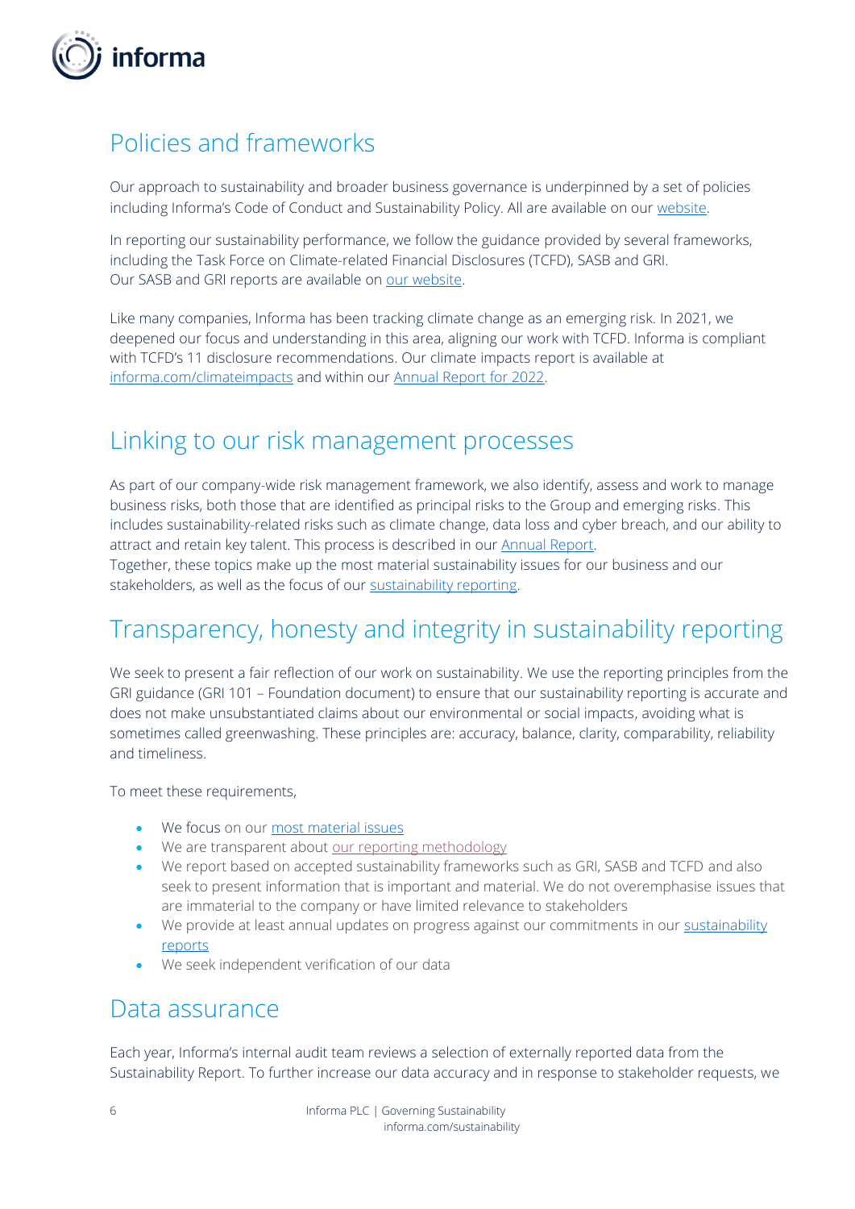## Policies and frameworks

Our approach to sustainability and broader business governance is underpinned by a set of policies including Informa's Code of Conduct and Sustainability Policy. All are available on our website.

In reporting our sustainability performance, we follow the guidance provided by several frameworks, including the Task Force on Climate-related Financial Disclosures (TCFD), SASB and GRI. Our SASB and GRI reports are available on our website.

Like many companies, Informa has been tracking climate change as an emerging risk. In 2021, we deepened our focus and understanding in this area, aligning our work with TCFD. Informa is compliant with TCFD's 11 disclosure recommendations. Our climate impacts report is available at informa.com/climateimpacts and within our Annual Report for 2022.

## Linking to our risk management processes

As part of our company-wide risk management framework, we also identify, assess and work to manage business risks, both those that are identified as principal risks to the Group and emerging risks. This includes sustainability-related risks such as climate change, data loss and cyber breach, and our ability to attract and retain key talent. This process is described in our Annual Report.
Together, these topics make up the most material sustainability issues for our business and our stakeholders, as well as the focus of our sustainability reporting.

## Transparency, honesty and integrity in sustainability reporting

We seek to present a fair reflection of our work on sustainability. We use the reporting principles from the GRI guidance (GRI 101 – Foundation document) to ensure that our sustainability reporting is accurate and does not make unsubstantiated claims about our environmental or social impacts, avoiding what is sometimes called greenwashing. These principles are: accuracy, balance, clarity, comparability, reliability and timeliness.

To meet these requirements,

- We focus on our most material issues
- We are transparent about our reporting methodology
- We report based on accepted sustainability frameworks such as GRI, SASB and TCFD and also seek to present information that is important and material. We do not overemphasise issues that are immaterial to the company or have limited relevance to stakeholders
- We provide at least annual updates on progress against our commitments in our sustainability reports
- We seek independent verification of our data

## Data assurance

Each year, Informa's internal audit team reviews a selection of externally reported data from the Sustainability Report. To further increase our data accuracy and in response to stakeholder requests, we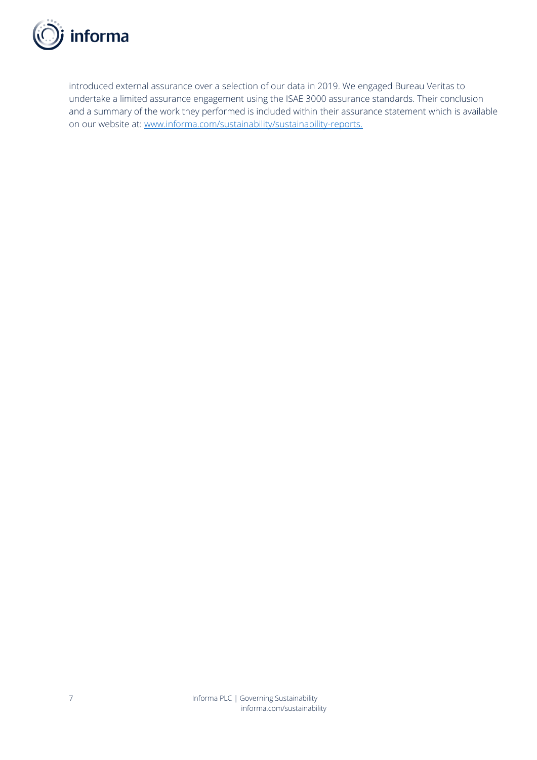introduced external assurance over a selection of our data in 2019. We engaged Bureau Veritas to undertake a limited assurance engagement using the ISAE 3000 assurance standards. Their conclusion and a summary of the work they performed is included within their assurance statement which is available on our website at: [www.informa.com/sustainability/sustainability-reports.](www.informa.com/sustainability/sustainability-reports)